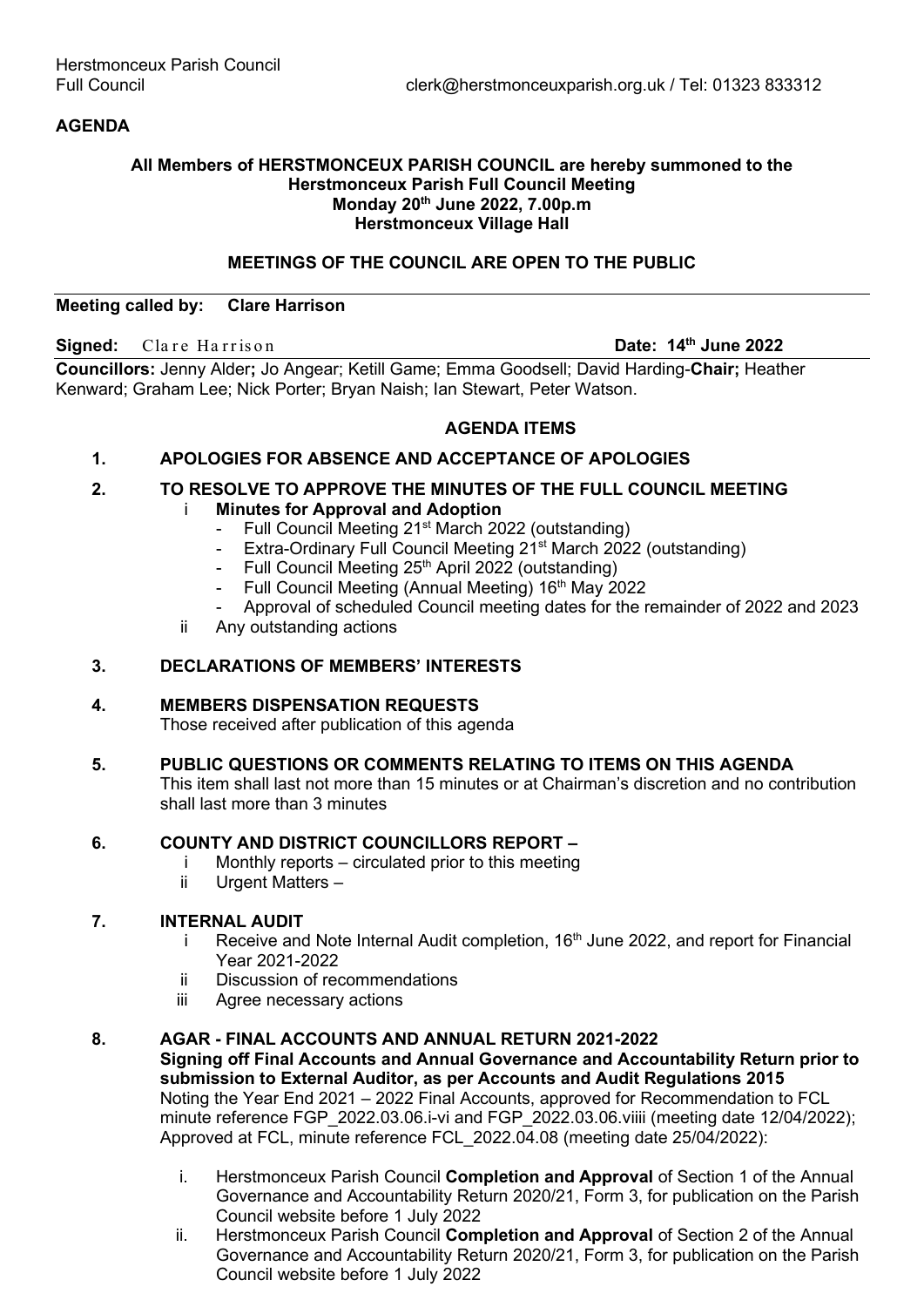Herstmonceux Parish Council
Full Council clerk@herstmonceuxparish.org.uk / Tel: 01323 833312

**AGENDA**

**All Members of HERSTMONCEUX PARISH COUNCIL are hereby summoned to the Herstmonceux Parish Full Council Meeting**
**Monday 20th June 2022, 7.00p.m**
**Herstmonceux Village Hall**

**MEETINGS OF THE COUNCIL ARE OPEN TO THE PUBLIC**

---

**Meeting called by: Clare Harrison**

**Signed:** Clare Harrison **Date: 14th June 2022**

---

**Councillors:** Jenny Alder**;** Jo Angear; Ketill Game; Emma Goodsell; David Harding-**Chair;** Heather Kenward; Graham Lee; Nick Porter; Bryan Naish; Ian Stewart, Peter Watson.

**AGENDA ITEMS**

**1. APOLOGIES FOR ABSENCE AND ACCEPTANCE OF APOLOGIES**

**2. TO RESOLVE TO APPROVE THE MINUTES OF THE FULL COUNCIL MEETING**

i **Minutes for Approval and Adoption**
- Full Council Meeting 21st March 2022 (outstanding)
- Extra-Ordinary Full Council Meeting 21st March 2022 (outstanding)
- Full Council Meeting 25th April 2022 (outstanding)
- Full Council Meeting (Annual Meeting) 16th May 2022
- Approval of scheduled Council meeting dates for the remainder of 2022 and 2023

ii Any outstanding actions

**3. DECLARATIONS OF MEMBERS' INTERESTS**

**4. MEMBERS DISPENSATION REQUESTS**

Those received after publication of this agenda

**5. PUBLIC QUESTIONS OR COMMENTS RELATING TO ITEMS ON THIS AGENDA**

This item shall last not more than 15 minutes or at Chairman's discretion and no contribution shall last more than 3 minutes

**6. COUNTY AND DISTRICT COUNCILLORS REPORT –**

i Monthly reports – circulated prior to this meeting

ii Urgent Matters –

**7. INTERNAL AUDIT**

i Receive and Note Internal Audit completion, 16th June 2022, and report for Financial Year 2021-2022

ii Discussion of recommendations

iii Agree necessary actions

**8. AGAR - FINAL ACCOUNTS AND ANNUAL RETURN 2021-2022**

**Signing off Final Accounts and Annual Governance and Accountability Return prior to submission to External Auditor, as per Accounts and Audit Regulations 2015**

Noting the Year End 2021 – 2022 Final Accounts, approved for Recommendation to FCL minute reference FGP_2022.03.06.i-vi and FGP_2022.03.06.viiii (meeting date 12/04/2022); Approved at FCL, minute reference FCL_2022.04.08 (meeting date 25/04/2022):

i. Herstmonceux Parish Council **Completion and Approval** of Section 1 of the Annual Governance and Accountability Return 2020/21, Form 3, for publication on the Parish Council website before 1 July 2022

ii. Herstmonceux Parish Council **Completion and Approval** of Section 2 of the Annual Governance and Accountability Return 2020/21, Form 3, for publication on the Parish Council website before 1 July 2022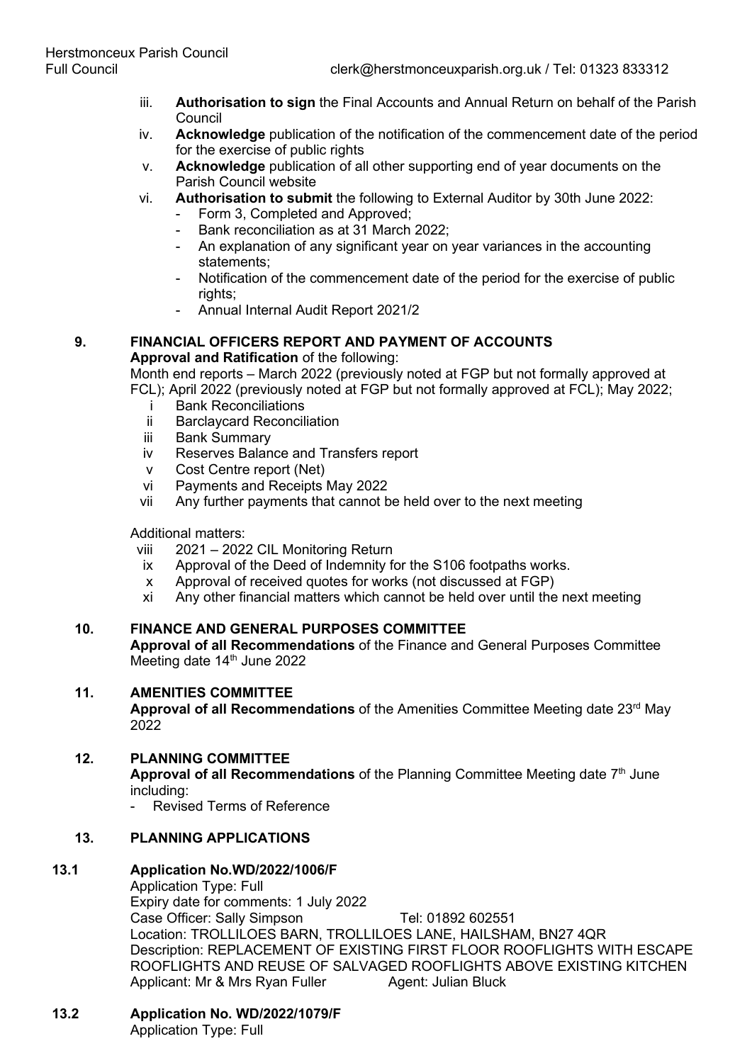iii. **Authorisation to sign** the Final Accounts and Annual Return on behalf of the Parish Council

iv. **Acknowledge** publication of the notification of the commencement date of the period for the exercise of public rights

v. **Acknowledge** publication of all other supporting end of year documents on the Parish Council website

vi. **Authorisation to submit** the following to External Auditor by 30th June 2022:
   - Form 3, Completed and Approved;
   - Bank reconciliation as at 31 March 2022;
   - An explanation of any significant year on year variances in the accounting statements;
   - Notification of the commencement date of the period for the exercise of public rights;
   - Annual Internal Audit Report 2021/2

## 9. FINANCIAL OFFICERS REPORT AND PAYMENT OF ACCOUNTS

**Approval and Ratification** of the following:

Month end reports – March 2022 (previously noted at FGP but not formally approved at FCL); April 2022 (previously noted at FGP but not formally approved at FCL); May 2022;

i Bank Reconciliations
ii Barclaycard Reconciliation
iii Bank Summary
iv Reserves Balance and Transfers report
v Cost Centre report (Net)
vi Payments and Receipts May 2022
vii Any further payments that cannot be held over to the next meeting

Additional matters:

viii 2021 – 2022 CIL Monitoring Return
ix Approval of the Deed of Indemnity for the S106 footpaths works.
x Approval of received quotes for works (not discussed at FGP)
xi Any other financial matters which cannot be held over until the next meeting

## 10. FINANCE AND GENERAL PURPOSES COMMITTEE

**Approval of all Recommendations** of the Finance and General Purposes Committee Meeting date 14th June 2022

## 11. AMENITIES COMMITTEE

**Approval of all Recommendations** of the Amenities Committee Meeting date 23rd May 2022

## 12. PLANNING COMMITTEE

**Approval of all Recommendations** of the Planning Committee Meeting date 7th June including:

- Revised Terms of Reference

## 13. PLANNING APPLICATIONS

### 13.1 Application No.WD/2022/1006/F

Application Type: Full
Expiry date for comments: 1 July 2022
Case Officer: Sally Simpson Tel: 01892 602551
Location: TROLLILOES BARN, TROLLILOES LANE, HAILSHAM, BN27 4QR
Description: REPLACEMENT OF EXISTING FIRST FLOOR ROOFLIGHTS WITH ESCAPE ROOFLIGHTS AND REUSE OF SALVAGED ROOFLIGHTS ABOVE EXISTING KITCHEN
Applicant: Mr & Mrs Ryan Fuller Agent: Julian Bluck

### 13.2 Application No. WD/2022/1079/F

Application Type: Full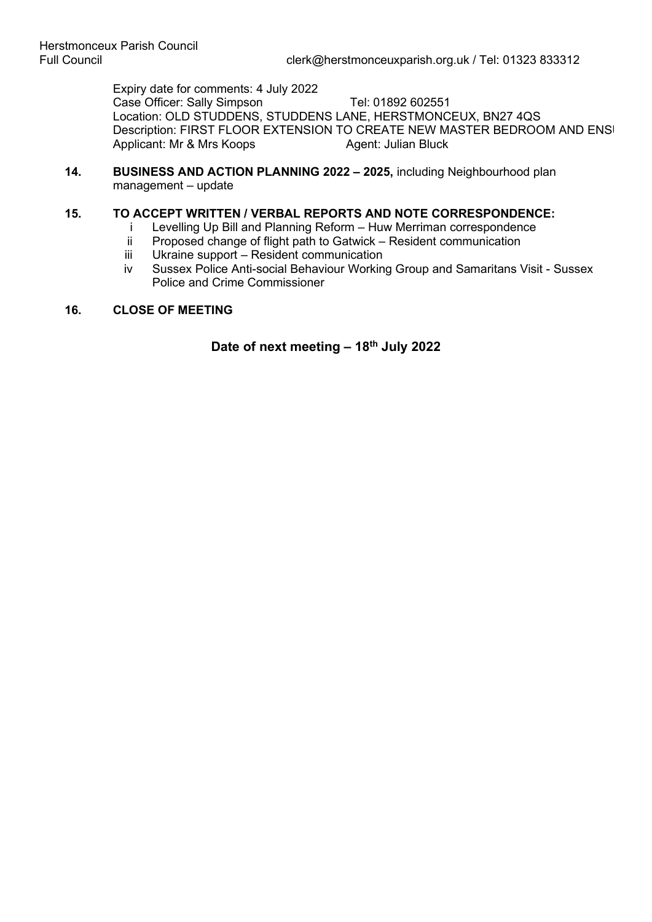Expiry date for comments: 4 July 2022
Case Officer: Sally Simpson Tel: 01892 602551
Location: OLD STUDDENS, STUDDENS LANE, HERSTMONCEUX, BN27 4QS
Description: FIRST FLOOR EXTENSION TO CREATE NEW MASTER BEDROOM AND ENSU
Applicant: Mr & Mrs Koops Agent: Julian Bluck

**14. BUSINESS AND ACTION PLANNING 2022 – 2025,** including Neighbourhood plan management – update

**15. TO ACCEPT WRITTEN / VERBAL REPORTS AND NOTE CORRESPONDENCE:**

- i Levelling Up Bill and Planning Reform – Huw Merriman correspondence
- ii Proposed change of flight path to Gatwick – Resident communication
- iii Ukraine support – Resident communication
- iv Sussex Police Anti-social Behaviour Working Group and Samaritans Visit - Sussex Police and Crime Commissioner

**16. CLOSE OF MEETING**

**Date of next meeting – 18th July 2022**